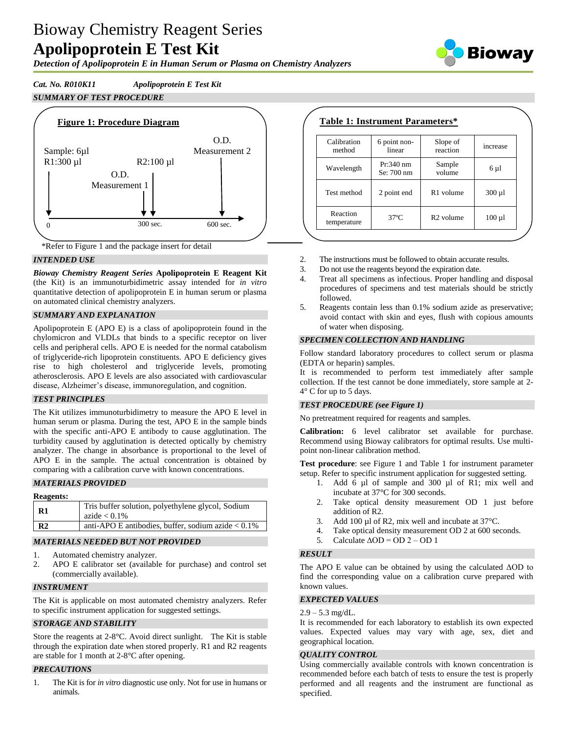# Bioway Chemistry Reagent Series

# Apolipoprotein E Test Kit

*Detection of Apolipoprotein E in Human Serum or Plasma on Chemistry Analyzers*

*Cat. No. R010K11* *Apolipoprotein E Test Kit*

## SUMMARY OF TEST PROCEDURE

**Figure 1: Procedure Diagram**

Sample: 6µl
R1:300 µl

O.D. Measurement 1

R2:100 µl

O.D. Measurement 2

0 — 300 sec. — 600 sec.

*Refer to Figure 1 and the package insert for detail

**Table 1: Instrument Parameters***

| Calibration method | 6 point non-linear | Slope of reaction | increase |
|---|---|---|---|
| Wavelength | Pr:340 nm Se: 700 nm | Sample volume | 6 µl |
| Test method | 2 point end | R1 volume | 300 µl |
| Reaction temperature | 37ºC | R2 volume | 100 µl |

## INTENDED USE

***Bioway Chemistry Reagent Series*** **Apolipoprotein E Reagent Kit** (the Kit) is an immunoturbidimetric assay intended for *in vitro* quantitative detection of apolipoprotein E in human serum or plasma on automated clinical chemistry analyzers.

## SUMMARY AND EXPLANATION

Apolipoprotein E (APO E) is a class of apolipoprotein found in the chylomicron and VLDLs that binds to a specific receptor on liver cells and peripheral cells. APO E is needed for the normal catabolism of triglyceride-rich lipoprotein constituents. APO E deficiency gives rise to high cholesterol and triglyceride levels, promoting atherosclerosis. APO E levels are also associated with cardiovascular disease, Alzheimer's disease, immunoregulation, and cognition.

## TEST PRINCIPLES

The Kit utilizes immunoturbidimetry to measure the APO E level in human serum or plasma. During the test, APO E in the sample binds with the specific anti-APO E antibody to cause agglutination. The turbidity caused by agglutination is detected optically by chemistry analyzer. The change in absorbance is proportional to the level of APO E in the sample. The actual concentration is obtained by comparing with a calibration curve with known concentrations.

## MATERIALS PROVIDED

**Reagents:**

| | |
|---|---|
| **R1** | Tris buffer solution, polyethylene glycol, Sodium azide < 0.1% |
| **R2** | anti-APO E antibodies, buffer, sodium azide < 0.1% |

## MATERIALS NEEDED BUT NOT PROVIDED

1. Automated chemistry analyzer.
2. APO E calibrator set (available for purchase) and control set (commercially available).

## INSTRUMENT

The Kit is applicable on most automated chemistry analyzers. Refer to specific instrument application for suggested settings.

## STORAGE AND STABILITY

Store the reagents at 2-8°C. Avoid direct sunlight. The Kit is stable through the expiration date when stored properly. R1 and R2 reagents are stable for 1 month at 2-8°C after opening.

## PRECAUTIONS

1. The Kit is for *in vitro* diagnostic use only. Not for use in humans or animals.
2. The instructions must be followed to obtain accurate results.
3. Do not use the reagents beyond the expiration date.
4. Treat all specimens as infectious. Proper handling and disposal procedures of specimens and test materials should be strictly followed.
5. Reagents contain less than 0.1% sodium azide as preservative; avoid contact with skin and eyes, flush with copious amounts of water when disposing.

## SPECIMEN COLLECTION AND HANDLING

Follow standard laboratory procedures to collect serum or plasma (EDTA or heparin) samples.

It is recommended to perform test immediately after sample collection. If the test cannot be done immediately, store sample at 2-4° C for up to 5 days.

## TEST PROCEDURE (see Figure 1)

No pretreatment required for reagents and samples.

**Calibration:** 6 level calibrator set available for purchase. Recommend using Bioway calibrators for optimal results. Use multi-point non-linear calibration method.

**Test procedure**: see Figure 1 and Table 1 for instrument parameter setup. Refer to specific instrument application for suggested setting.

1. Add 6 µl of sample and 300 µl of R1; mix well and incubate at 37°C for 300 seconds.
2. Take optical density measurement OD 1 just before addition of R2.
3. Add 100 µl of R2, mix well and incubate at 37°C.
4. Take optical density measurement OD 2 at 600 seconds.
5. Calculate $\Delta OD = OD\ 2 - OD\ 1$

## RESULT

The APO E value can be obtained by using the calculated ΔOD to find the corresponding value on a calibration curve prepared with known values.

## EXPECTED VALUES

2.9 – 5.3 mg/dL.

It is recommended for each laboratory to establish its own expected values. Expected values may vary with age, sex, diet and geographical location.

## QUALITY CONTROL

Using commercially available controls with known concentration is recommended before each batch of tests to ensure the test is properly performed and all reagents and the instrument are functional as specified.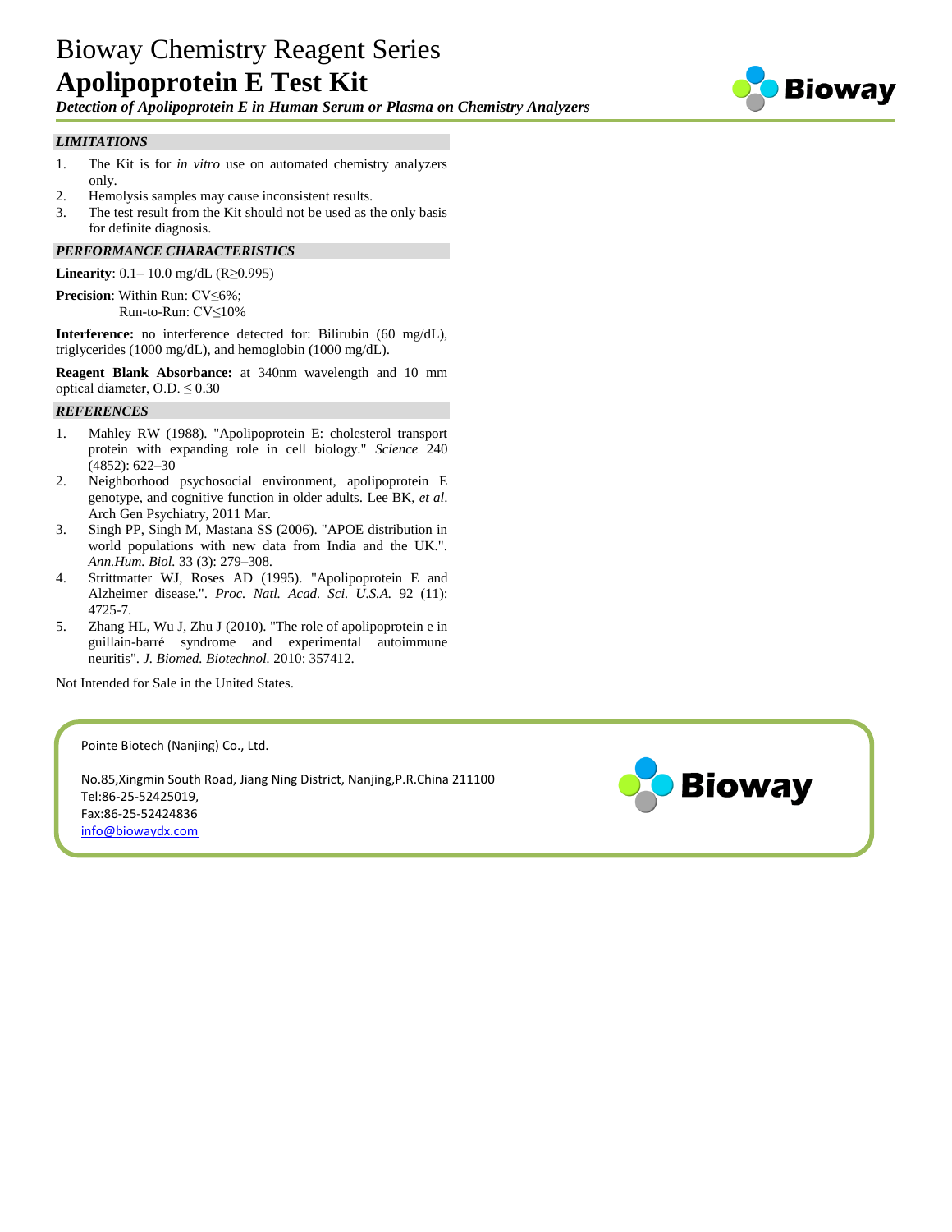# Bioway Chemistry Reagent Series

# **Apolipoprotein E Test Kit**

***Detection of Apolipoprotein E in Human Serum or Plasma on Chemistry Analyzers***

### *LIMITATIONS*

1. The Kit is for *in vitro* use on automated chemistry analyzers only.
2. Hemolysis samples may cause inconsistent results.
3. The test result from the Kit should not be used as the only basis for definite diagnosis.

### *PERFORMANCE CHARACTERISTICS*

**Linearity**: 0.1– 10.0 mg/dL ($R \geq 0.995$)

**Precision**: Within Run: $CV \leq 6\%$;
Run-to-Run: $CV \leq 10\%$

**Interference:** no interference detected for: Bilirubin (60 mg/dL), triglycerides (1000 mg/dL), and hemoglobin (1000 mg/dL).

**Reagent Blank Absorbance:** at 340nm wavelength and 10 mm optical diameter, O.D. $\leq 0.30$

### *REFERENCES*

1. Mahley RW (1988). "Apolipoprotein E: cholesterol transport protein with expanding role in cell biology." *Science* 240 (4852): 622–30
2. Neighborhood psychosocial environment, apolipoprotein E genotype, and cognitive function in older adults. Lee BK, *et al*. Arch Gen Psychiatry, 2011 Mar.
3. Singh PP, Singh M, Mastana SS (2006). "APOE distribution in world populations with new data from India and the UK.". *Ann.Hum. Biol.* 33 (3): 279–308.
4. Strittmatter WJ, Roses AD (1995). "Apolipoprotein E and Alzheimer disease.". *Proc. Natl. Acad. Sci. U.S.A.* 92 (11): 4725-7.
5. Zhang HL, Wu J, Zhu J (2010). "The role of apolipoprotein e in guillain-barré syndrome and experimental autoimmune neuritis". *J. Biomed. Biotechnol.* 2010: 357412.

Not Intended for Sale in the United States.

Pointe Biotech (Nanjing) Co., Ltd.

No.85,Xingmin South Road, Jiang Ning District, Nanjing,P.R.China 211100
Tel:86-25-52425019,
Fax:86-25-52424836
info@biowaydx.com